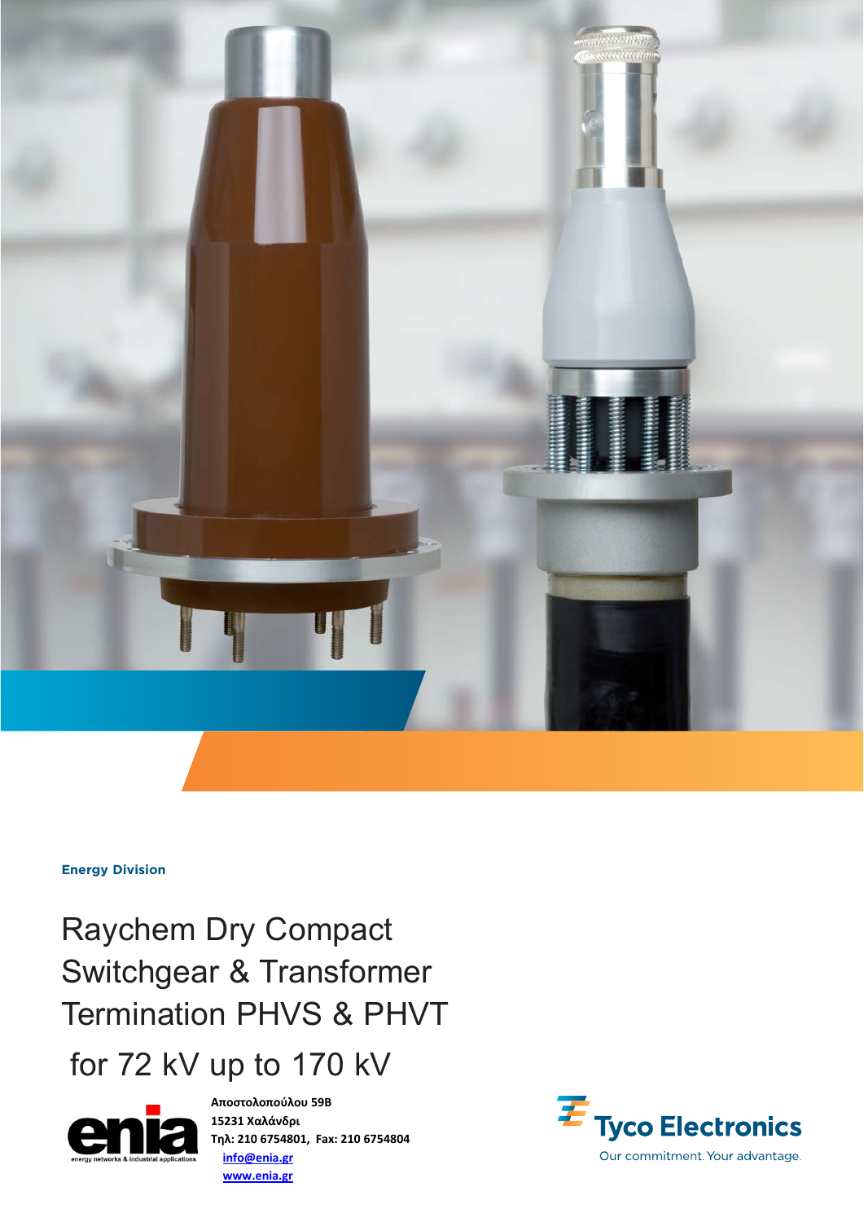Energy Division

# Raychem Dry Compact Switchgear & Transformer Termination PHVS & PHVT

# for 72 kV up to 170 kV

enia
energy networks & industrial applications

**Αποστολοπούλου 59Β**
**15231 Χαλάνδρι**
**Τηλ: 210 6754801, Fax: 210 6754804**
**info@enia.gr**
**www.enia.gr**

Tyco Electronics
Our commitment. Your advantage.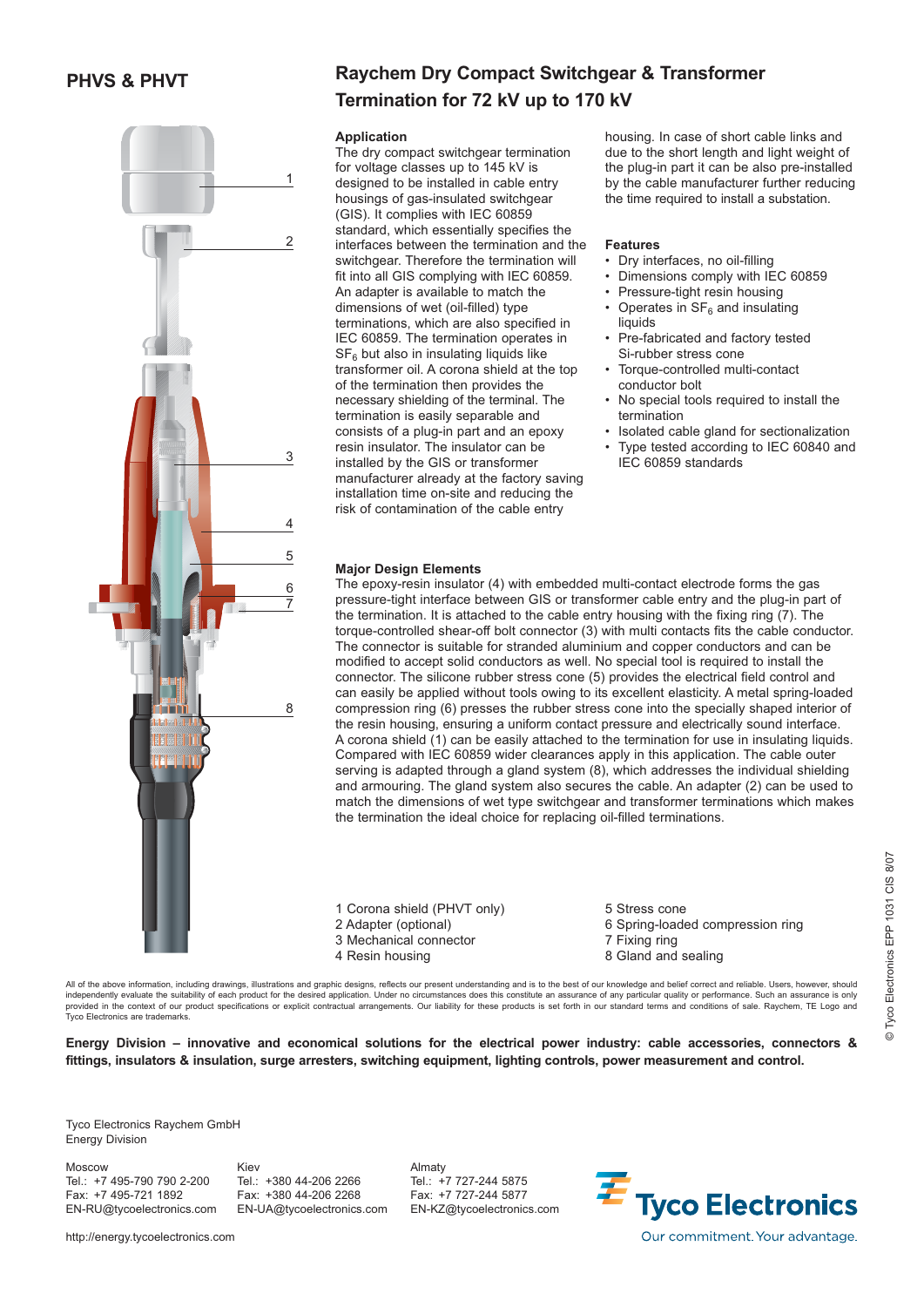# PHVS & PHVT

1
2
3
4
5
6
7
8

## Raychem Dry Compact Switchgear & Transformer Termination for 72 kV up to 170 kV

### Application

The dry compact switchgear termination for voltage classes up to 145 kV is designed to be installed in cable entry housings of gas-insulated switchgear (GIS). It complies with IEC 60859 standard, which essentially specifies the interfaces between the termination and the switchgear. Therefore the termination will fit into all GIS complying with IEC 60859. An adapter is available to match the dimensions of wet (oil-filled) type terminations, which are also specified in IEC 60859. The termination operates in $SF_6$ but also in insulating liquids like transformer oil. A corona shield at the top of the termination then provides the necessary shielding of the terminal. The termination is easily separable and consists of a plug-in part and an epoxy resin insulator. The insulator can be installed by the GIS or transformer manufacturer already at the factory saving installation time on-site and reducing the risk of contamination of the cable entry housing. In case of short cable links and due to the short length and light weight of the plug-in part it can be also pre-installed by the cable manufacturer further reducing the time required to install a substation.

### Features

- Dry interfaces, no oil-filling
- Dimensions comply with IEC 60859
- Pressure-tight resin housing
- Operates in $SF_6$ and insulating liquids
- Pre-fabricated and factory tested Si-rubber stress cone
- Torque-controlled multi-contact conductor bolt
- No special tools required to install the termination
- Isolated cable gland for sectionalization
- Type tested according to IEC 60840 and IEC 60859 standards

### Major Design Elements

The epoxy-resin insulator (4) with embedded multi-contact electrode forms the gas pressure-tight interface between GIS or transformer cable entry and the plug-in part of the termination. It is attached to the cable entry housing with the fixing ring (7). The torque-controlled shear-off bolt connector (3) with multi contacts fits the cable conductor. The connector is suitable for stranded aluminium and copper conductors and can be modified to accept solid conductors as well. No special tool is required to install the connector. The silicone rubber stress cone (5) provides the electrical field control and can easily be applied without tools owing to its excellent elasticity. A metal spring-loaded compression ring (6) presses the rubber stress cone into the specially shaped interior of the resin housing, ensuring a uniform contact pressure and electrically sound interface. A corona shield (1) can be easily attached to the termination for use in insulating liquids. Compared with IEC 60859 wider clearances apply in this application. The cable outer serving is adapted through a gland system (8), which addresses the individual shielding and armouring. The gland system also secures the cable. An adapter (2) can be used to match the dimensions of wet type switchgear and transformer terminations which makes the termination the ideal choice for replacing oil-filled terminations.

1 Corona shield (PHVT only)
2 Adapter (optional)
3 Mechanical connector
4 Resin housing
5 Stress cone
6 Spring-loaded compression ring
7 Fixing ring
8 Gland and sealing

All of the above information, including drawings, illustrations and graphic designs, reflects our present understanding and is to the best of our knowledge and belief correct and reliable. Users, however, should independently evaluate the suitability of each product for the desired application. Under no circumstances does this constitute an assurance of any particular quality or performance. Such an assurance is only provided in the context of our product specifications or explicit contractual arrangements. Our liability for these products is set forth in our standard terms and conditions of sale. Raychem, TE Logo and Tyco Electronics are trademarks.

**Energy Division – innovative and economical solutions for the electrical power industry: cable accessories, connectors & fittings, insulators & insulation, surge arresters, switching equipment, lighting controls, power measurement and control.**

Tyco Electronics Raychem GmbH
Energy Division

Moscow
Tel.: +7 495-790 790 2-200
Fax: +7 495-721 1892
EN-RU@tycoelectronics.com

Kiev
Tel.: +380 44-206 2266
Fax: +380 44-206 2268
EN-UA@tycoelectronics.com

Almaty
Tel.: +7 727-244 5875
Fax: +7 727-244 5877
EN-KZ@tycoelectronics.com

Tyco Electronics
Our commitment. Your advantage.

http://energy.tycoelectronics.com

© Tyco Electronics EPP 1031 CIS 8/07